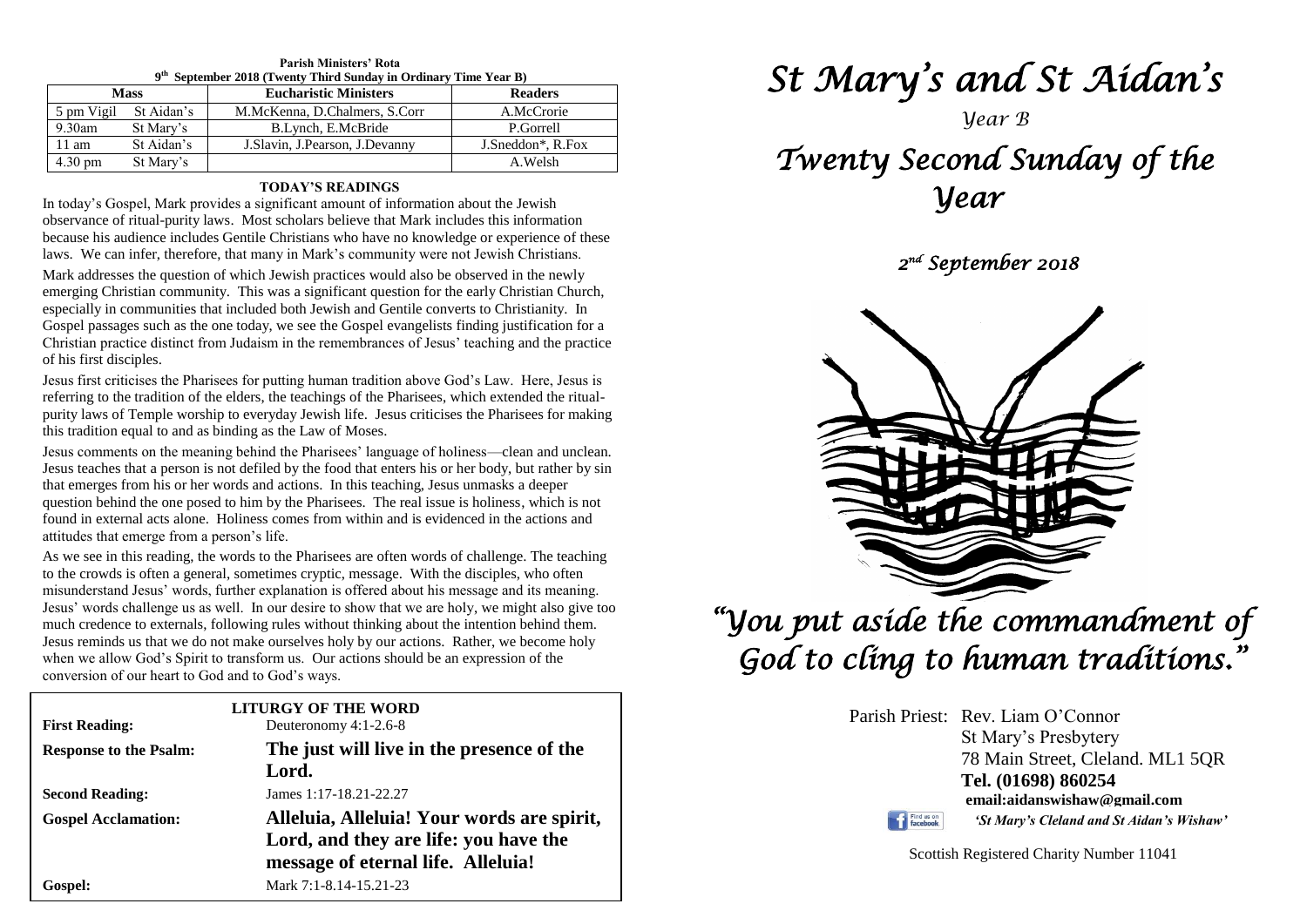**Parish Ministers' Rota**
**9th September 2018 (Twenty Third Sunday in Ordinary Time Year B)**

| Mass | | Eucharistic Ministers | Readers |
|---|---|---|---|
| 5 pm Vigil | St Aidan's | M.McKenna, D.Chalmers, S.Corr | A.McCrorie |
| 9.30am | St Mary's | B.Lynch, E.McBride | P.Gorrell |
| 11 am | St Aidan's | J.Slavin, J.Pearson, J.Devanny | J.Sneddon*, R.Fox |
| 4.30 pm | St Mary's | | A.Welsh |

**TODAY'S READINGS**

In today's Gospel, Mark provides a significant amount of information about the Jewish observance of ritual-purity laws. Most scholars believe that Mark includes this information because his audience includes Gentile Christians who have no knowledge or experience of these laws. We can infer, therefore, that many in Mark's community were not Jewish Christians.

Mark addresses the question of which Jewish practices would also be observed in the newly emerging Christian community. This was a significant question for the early Christian Church, especially in communities that included both Jewish and Gentile converts to Christianity. In Gospel passages such as the one today, we see the Gospel evangelists finding justification for a Christian practice distinct from Judaism in the remembrances of Jesus' teaching and the practice of his first disciples.

Jesus first criticises the Pharisees for putting human tradition above God's Law. Here, Jesus is referring to the tradition of the elders, the teachings of the Pharisees, which extended the ritual-purity laws of Temple worship to everyday Jewish life. Jesus criticises the Pharisees for making this tradition equal to and as binding as the Law of Moses.

Jesus comments on the meaning behind the Pharisees' language of holiness—clean and unclean. Jesus teaches that a person is not defiled by the food that enters his or her body, but rather by sin that emerges from his or her words and actions. In this teaching, Jesus unmasks a deeper question behind the one posed to him by the Pharisees. The real issue is holiness, which is not found in external acts alone. Holiness comes from within and is evidenced in the actions and attitudes that emerge from a person's life.

As we see in this reading, the words to the Pharisees are often words of challenge. The teaching to the crowds is often a general, sometimes cryptic, message. With the disciples, who often misunderstand Jesus' words, further explanation is offered about his message and its meaning. Jesus' words challenge us as well. In our desire to show that we are holy, we might also give too much credence to externals, following rules without thinking about the intention behind them. Jesus reminds us that we do not make ourselves holy by our actions. Rather, we become holy when we allow God's Spirit to transform us. Our actions should be an expression of the conversion of our heart to God and to God's ways.

**LITURGY OF THE WORD**

| | |
|---|---|
| **First Reading:** | Deuteronomy 4:1-2.6-8 |
| **Response to the Psalm:** | **The just will live in the presence of the Lord.** |
| **Second Reading:** | James 1:17-18.21-22.27 |
| **Gospel Acclamation:** | **Alleluia, Alleluia! Your words are spirit, Lord, and they are life: you have the message of eternal life. Alleluia!** |
| **Gospel:** | Mark 7:1-8.14-15.21-23 |

# *St Mary's and St Aidan's*

*Year B*

# *Twenty Second Sunday of the Year*

*2nd September 2018*

## *"You put aside the commandment of God to cling to human traditions."*

Parish Priest: Rev. Liam O'Connor
St Mary's Presbytery
78 Main Street, Cleland. ML1 5QR
**Tel. (01698) 860254**
**email:aidanswishaw@gmail.com**
*'St Mary's Cleland and St Aidan's Wishaw'*

Scottish Registered Charity Number 11041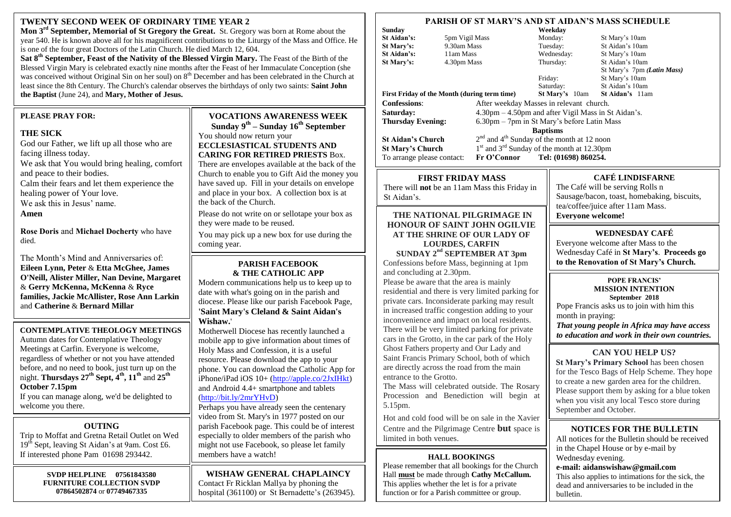## TWENTY SECOND WEEK OF ORDINARY TIME YEAR 2

**Mon 3rd September, Memorial of St Gregory the Great.** St. Gregory was born at Rome about the year 540. He is known above all for his magnificent contributions to the Liturgy of the Mass and Office. He is one of the four great Doctors of the Latin Church. He died March 12, 604.

**Sat 8th September, Feast of the Nativity of the Blessed Virgin Mary.** The Feast of the Birth of the Blessed Virgin Mary is celebrated exactly nine months after the Feast of her Immaculate Conception (she was conceived without Original Sin on her soul) on 8th December and has been celebrated in the Church at least since the 8th Century. The Church's calendar observes the birthdays of only two saints: **Saint John the Baptist** (June 24), and **Mary, Mother of Jesus.**

### PLEASE PRAY FOR:

**THE SICK**

God our Father, we lift up all those who are facing illness today.
We ask that You would bring healing, comfort and peace to their bodies.
Calm their fears and let them experience the healing power of Your love.
We ask this in Jesus' name.
**Amen**

**Rose Doris** and **Michael Docherty** who have died.

The Month's Mind and Anniversaries of: **Eileen Lynn, Peter** & **Etta McGhee, James O'Neill, Alister Miller, Nan Devine, Margaret** & **Gerry McKenna, McKenna** & **Ryce families, Jackie McAllister, Rose Ann Larkin** and **Catherine** & **Bernard Millar**

### CONTEMPLATIVE THEOLOGY MEETINGS

Autumn dates for Contemplative Theology Meetings at Carfin. Everyone is welcome, regardless of whether or not you have attended before, and no need to book, just turn up on the night. **Thursdays 27th Sept, 4th, 11th** and **25th October 7.15pm**

If you can manage along, we'd be delighted to welcome you there.

### OUTING

Trip to Moffat and Gretna Retail Outlet on Wed 19th Sept, leaving St Aidan's at 9am. Cost £6. If interested phone Pam 01698 293442.

**SVDP HELPLINE 07561843580**
**FURNITURE COLLECTION SVDP 07864502874** or **07749467335**

### VOCATIONS AWARENESS WEEK
**Sunday 9th – Sunday 16th September**

You should now return your **ECCLESIASTICAL STUDENTS AND CARING FOR RETIRED PRIESTS** Box. There are envelopes available at the back of the Church to enable you to Gift Aid the money you have saved up. Fill in your details on envelope and place in your box. A collection box is at the back of the Church.

Please do not write on or sellotape your box as they were made to be reused.

You may pick up a new box for use during the coming year.

### PARISH FACEBOOK & THE CATHOLIC APP

Modern communications help us to keep up to date with what's going on in the parish and diocese. Please like our parish Facebook Page, **'Saint Mary's Cleland & Saint Aidan's Wishaw.'**

Motherwell Diocese has recently launched a mobile app to give information about times of Holy Mass and Confession, it is a useful resource. Please download the app to your phone. You can download the Catholic App for iPhone/iPad iOS 10+ (http://apple.co/2JxIHkt) and Android 4.4+ smartphone and tablets (http://bit.ly/2mrYHvD)

Perhaps you have already seen the centenary video from St. Mary's in 1977 posted on our parish Facebook page. This could be of interest especially to older members of the parish who might not use Facebook, so please let family members have a watch!

### WISHAW GENERAL CHAPLAINCY

Contact Fr Ricklan Mallya by phoning the hospital (361100) or St Bernadette's (263945).

## PARISH OF ST MARY'S AND ST AIDAN'S MASS SCHEDULE

| Sunday | | Weekday | |
|---|---|---|---|
| **St Aidan's:** | 5pm Vigil Mass | Monday: | St Mary's 10am |
| **St Mary's:** | 9.30am Mass | Tuesday: | St Aidan's 10am |
| **St Aidan's:** | 11am Mass | Wednesday: | St Mary's 10am |
| **St Mary's:** | 4.30pm Mass | Thursday: | St Aidan's 10am |
| | | | St Mary's 7pm *(Latin Mass)* |
| | | Friday: | St Mary's 10am |
| | | Saturday: | St Aidan's 10am |
| **First Friday of the Month (during term time)** | | **St Mary's** 10am | **St Aidan's** 11am |

**Confessions**: After weekday Masses in relevant church.
**Saturday:** 4.30pm – 4.50pm and after Vigil Mass in St Aidan's.
**Thursday Evening:** 6.30pm – 7pm in St Mary's before Latin Mass

**Baptisms**

**St Aidan's Church** 2nd and 4th Sunday of the month at 12 noon
**St Mary's Church** 1st and 3rd Sunday of the month at 12.30pm
To arrange please contact: **Fr O'Connor Tel: (01698) 860254.**

### FIRST FRIDAY MASS

There will **not** be an 11am Mass this Friday in St Aidan's.

### THE NATIONAL PILGRIMAGE IN HONOUR OF SAINT JOHN OGILVIE AT THE SHRINE OF OUR LADY OF LOURDES, CARFIN
**SUNDAY 2nd SEPTEMBER AT 3pm**

Confessions before Mass, beginning at 1pm and concluding at 2.30pm.

Please be aware that the area is mainly residential and there is very limited parking for private cars. Inconsiderate parking may result in increased traffic congestion adding to your inconvenience and impact on local residents. There will be very limited parking for private cars in the Grotto, in the car park of the Holy Ghost Fathers property and Our Lady and Saint Francis Primary School, both of which are directly across the road from the main entrance to the Grotto.

The Mass will celebrated outside. The Rosary Procession and Benediction will begin at 5.15pm.

Hot and cold food will be on sale in the Xavier Centre and the Pilgrimage Centre **but** space is limited in both venues.

### HALL BOOKINGS

Please remember that all bookings for the Church Hall **must** be made through **Cathy McCallum.** This applies whether the let is for a private function or for a Parish committee or group.

### CAFÉ LINDISFARNE

The Café will be serving Rolls n Sausage/bacon, toast, homebaking, biscuits, tea/coffee/juice after 11am Mass.
**Everyone welcome!**

### WEDNESDAY CAFÉ

Everyone welcome after Mass to the Wednesday Café in **St Mary's**. **Proceeds go to the Renovation of St Mary's Church.**

### POPE FRANCIS' MISSION INTENTION
**September 2018**

Pope Francis asks us to join with him this month in praying:

***That young people in Africa may have access to education and work in their own countries.***

### CAN YOU HELP US?

**St Mary's Primary School** has been chosen for the Tesco Bags of Help Scheme. They hope to create a new garden area for the children. Please support them by asking for a blue token when you visit any local Tesco store during September and October.

### NOTICES FOR THE BULLETIN

All notices for the Bulletin should be received in the Chapel House or by e-mail by Wednesday evening.
**e-mail: aidanswishaw@gmail.com**
This also applies to intimations for the sick, the dead and anniversaries to be included in the bulletin.